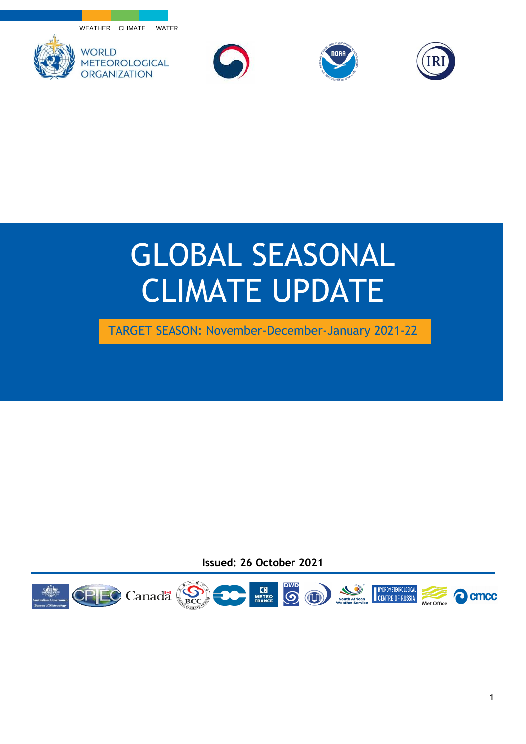WEATHER CLIMATE WATER

WORLD METEOROLOGICAL ORGANIZATION

# GLOBAL SEASONAL CLIMATE UPDATE

TARGET SEASON: November-December-January 2021-22

**Issued: 26 October 2021**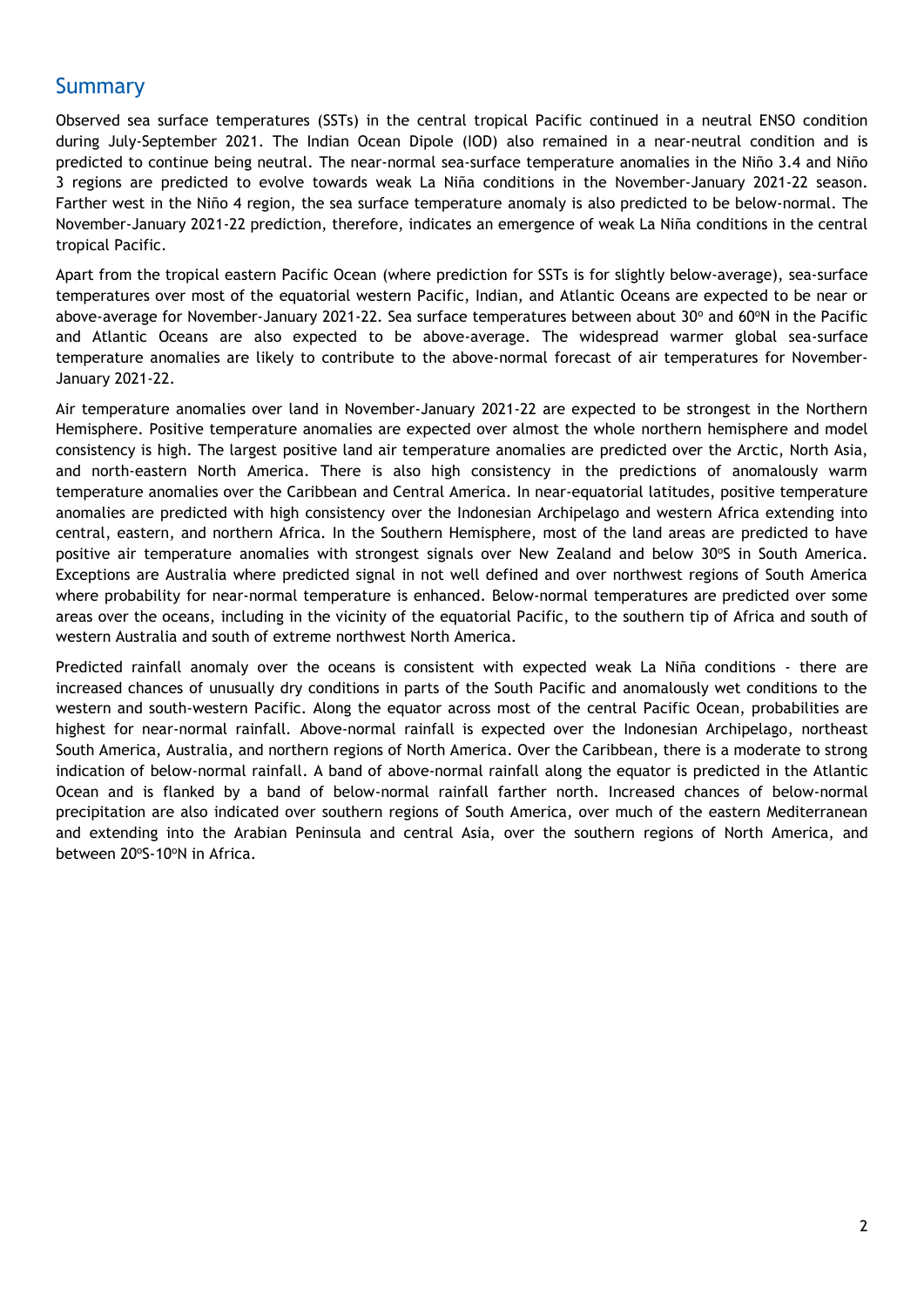## Summary

Observed sea surface temperatures (SSTs) in the central tropical Pacific continued in a neutral ENSO condition during July-September 2021. The Indian Ocean Dipole (IOD) also remained in a near-neutral condition and is predicted to continue being neutral. The near-normal sea-surface temperature anomalies in the Niño 3.4 and Niño 3 regions are predicted to evolve towards weak La Niña conditions in the November-January 2021-22 season. Farther west in the Niño 4 region, the sea surface temperature anomaly is also predicted to be below-normal. The November-January 2021-22 prediction, therefore, indicates an emergence of weak La Niña conditions in the central tropical Pacific.

Apart from the tropical eastern Pacific Ocean (where prediction for SSTs is for slightly below-average), sea-surface temperatures over most of the equatorial western Pacific, Indian, and Atlantic Oceans are expected to be near or above-average for November-January 2021-22. Sea surface temperatures between about 30º and 60ºN in the Pacific and Atlantic Oceans are also expected to be above-average. The widespread warmer global sea-surface temperature anomalies are likely to contribute to the above-normal forecast of air temperatures for November-January 2021-22.

Air temperature anomalies over land in November-January 2021-22 are expected to be strongest in the Northern Hemisphere. Positive temperature anomalies are expected over almost the whole northern hemisphere and model consistency is high. The largest positive land air temperature anomalies are predicted over the Arctic, North Asia, and north-eastern North America. There is also high consistency in the predictions of anomalously warm temperature anomalies over the Caribbean and Central America. In near-equatorial latitudes, positive temperature anomalies are predicted with high consistency over the Indonesian Archipelago and western Africa extending into central, eastern, and northern Africa. In the Southern Hemisphere, most of the land areas are predicted to have positive air temperature anomalies with strongest signals over New Zealand and below 30ºS in South America. Exceptions are Australia where predicted signal in not well defined and over northwest regions of South America where probability for near-normal temperature is enhanced. Below-normal temperatures are predicted over some areas over the oceans, including in the vicinity of the equatorial Pacific, to the southern tip of Africa and south of western Australia and south of extreme northwest North America.

Predicted rainfall anomaly over the oceans is consistent with expected weak La Niña conditions - there are increased chances of unusually dry conditions in parts of the South Pacific and anomalously wet conditions to the western and south-western Pacific. Along the equator across most of the central Pacific Ocean, probabilities are highest for near-normal rainfall. Above-normal rainfall is expected over the Indonesian Archipelago, northeast South America, Australia, and northern regions of North America. Over the Caribbean, there is a moderate to strong indication of below-normal rainfall. A band of above-normal rainfall along the equator is predicted in the Atlantic Ocean and is flanked by a band of below-normal rainfall farther north. Increased chances of below-normal precipitation are also indicated over southern regions of South America, over much of the eastern Mediterranean and extending into the Arabian Peninsula and central Asia, over the southern regions of North America, and between 20ºS-10ºN in Africa.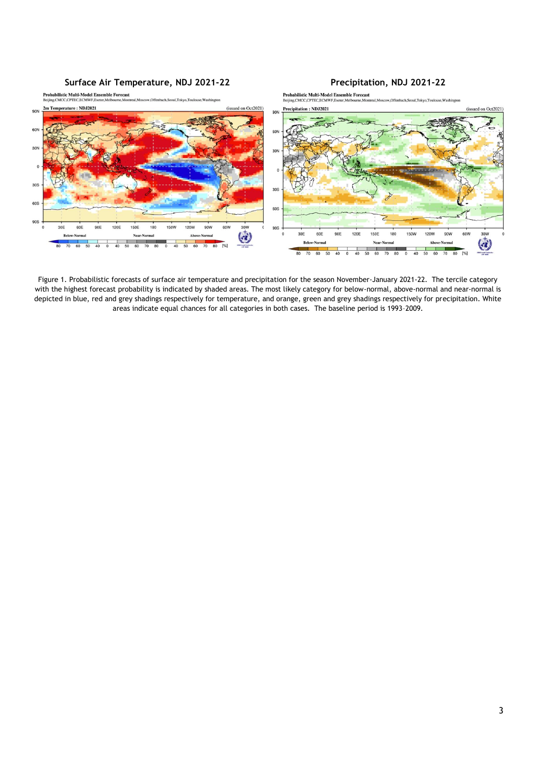**Surface Air Temperature, NDJ 2021-22**

**Precipitation, NDJ 2021-22**

Figure 1. Probabilistic forecasts of surface air temperature and precipitation for the season November-January 2021-22. The tercile category with the highest forecast probability is indicated by shaded areas. The most likely category for below-normal, above-normal and near-normal is depicted in blue, red and grey shadings respectively for temperature, and orange, green and grey shadings respectively for precipitation. White areas indicate equal chances for all categories in both cases. The baseline period is 1993–2009.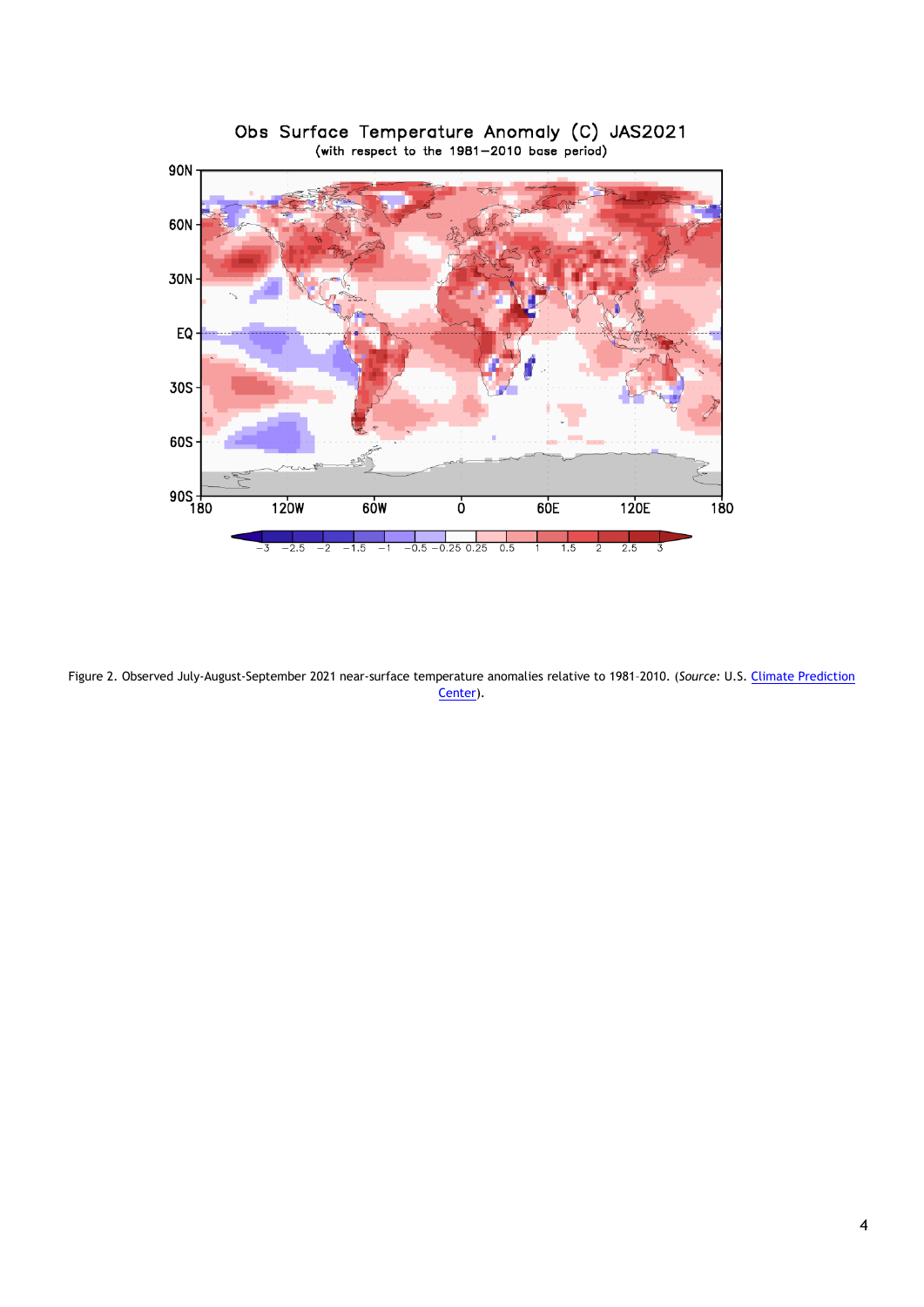Figure 2. Observed July-August-September 2021 near-surface temperature anomalies relative to 1981–2010. (*Source:* U.S. Climate Prediction Center).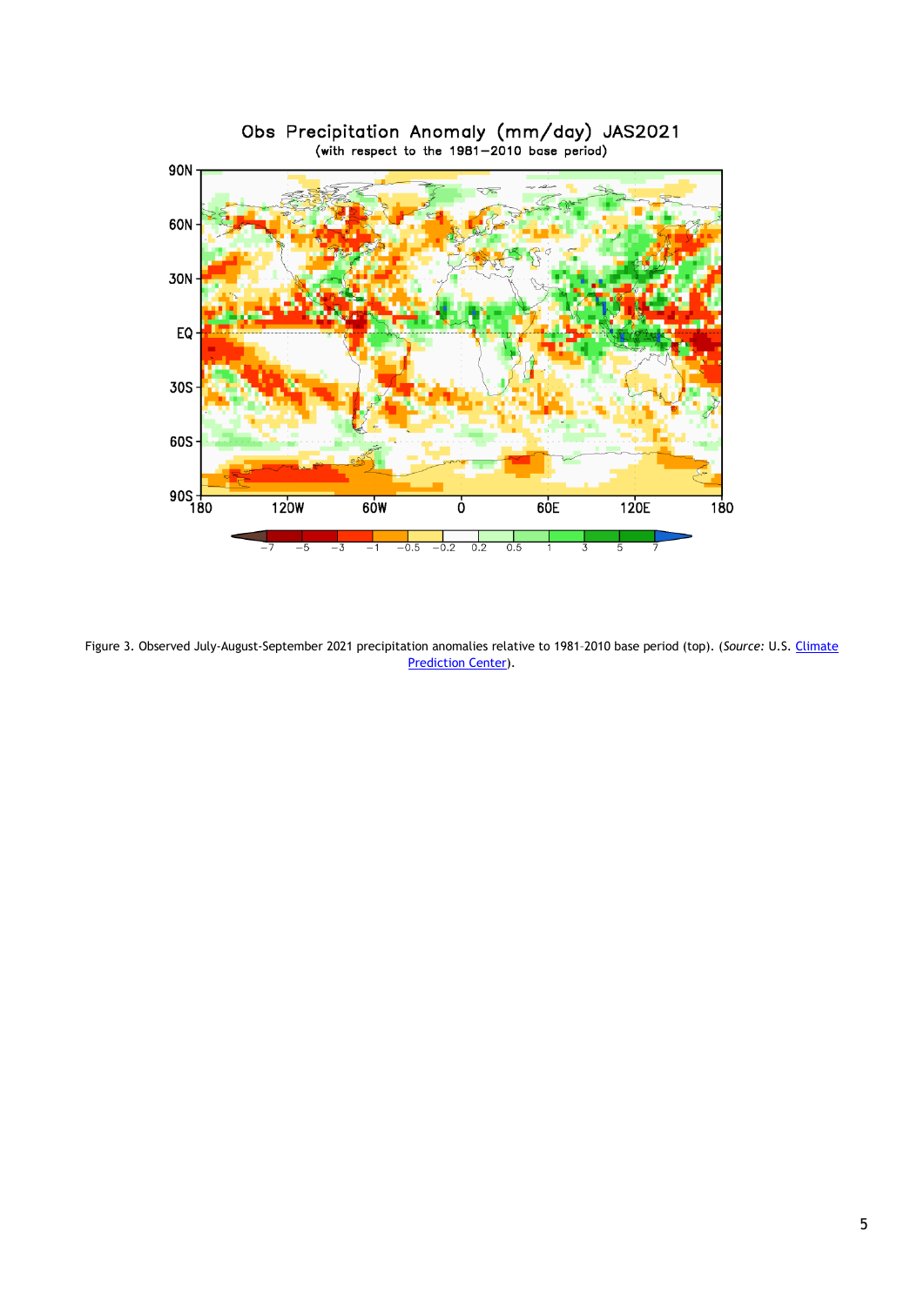Obs Precipitation Anomaly (mm/day) JAS2021
(with respect to the 1981–2010 base period)

90N
60N
30N
EQ
30S
60S
90S
180
120W
60W
0
60E
120E
180

−7 −5 −3 −1 −0.5 −0.2 0.2 0.5 1 3 5 7

Figure 3. Observed July-August-September 2021 precipitation anomalies relative to 1981–2010 base period (top). (*Source:* U.S. [Climate Prediction Center](Climate Prediction Center)).